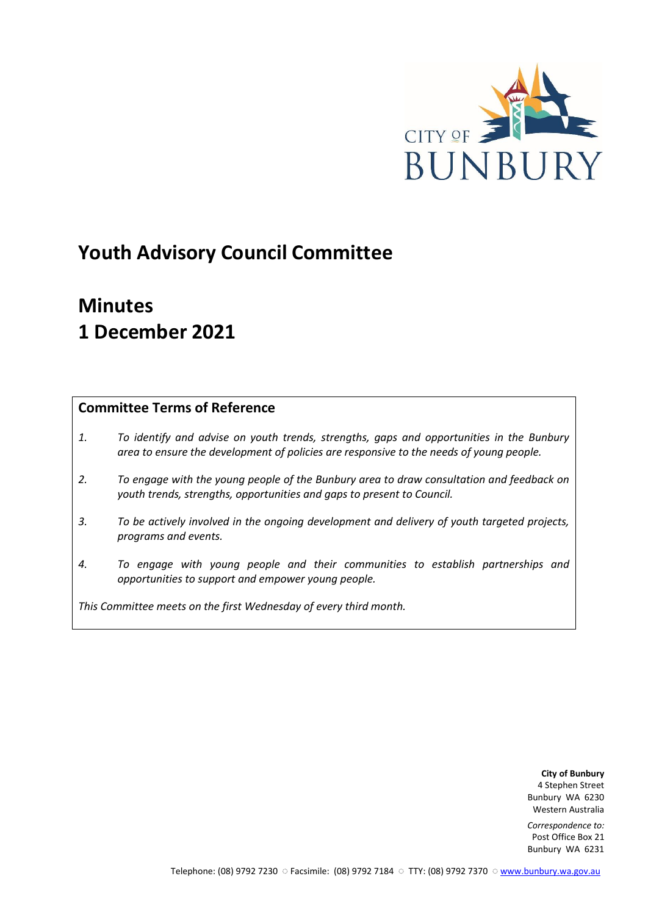CITY OF BUNBURY

# Youth Advisory Council Committee

# Minutes
# 1 December 2021

## Committee Terms of Reference

1. *To identify and advise on youth trends, strengths, gaps and opportunities in the Bunbury area to ensure the development of policies are responsive to the needs of young people.*
2. *To engage with the young people of the Bunbury area to draw consultation and feedback on youth trends, strengths, opportunities and gaps to present to Council.*
3. *To be actively involved in the ongoing development and delivery of youth targeted projects, programs and events.*
4. *To engage with young people and their communities to establish partnerships and opportunities to support and empower young people.*

*This Committee meets on the first Wednesday of every third month.*

**City of Bunbury**
4 Stephen Street
Bunbury WA 6230
Western Australia

*Correspondence to:*
Post Office Box 21
Bunbury WA 6231

Telephone: (08) 9792 7230 ○ Facsimile: (08) 9792 7184 ○ TTY: (08) 9792 7370 ○ www.bunbury.wa.gov.au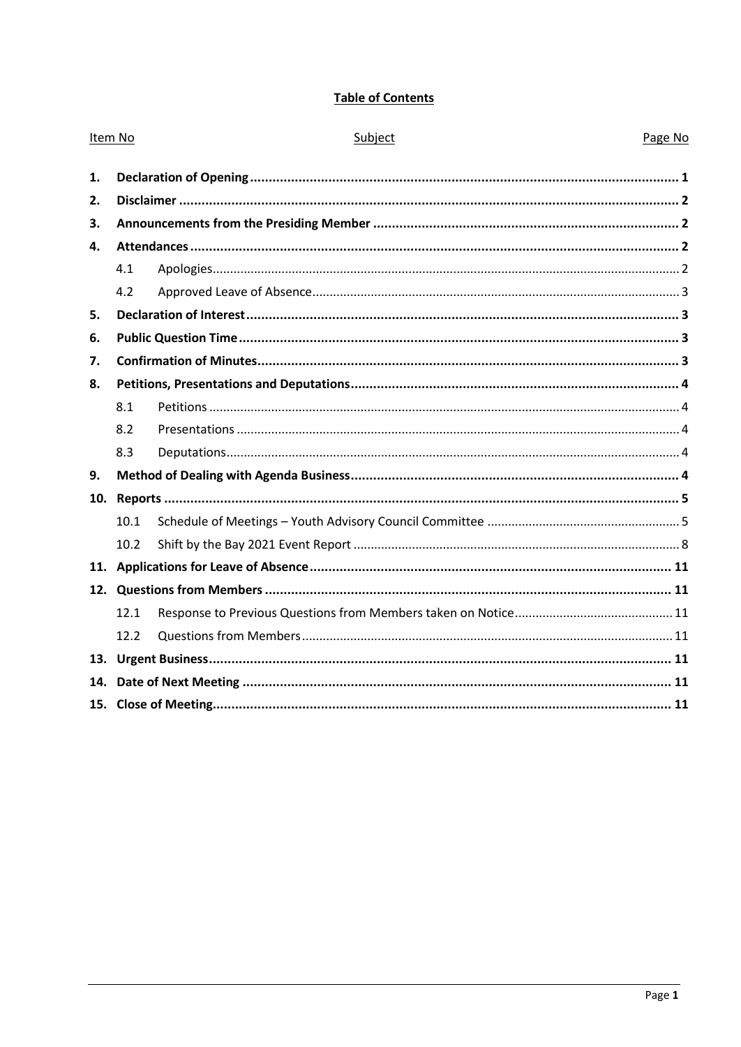**Table of Contents**

| Item No | | Subject | Page No |
|---|---|---|---|
| **1.** | | **Declaration of Opening** | **1** |
| **2.** | | **Disclaimer** | **2** |
| **3.** | | **Announcements from the Presiding Member** | **2** |
| **4.** | | **Attendances** | **2** |
| | 4.1 | Apologies | 2 |
| | 4.2 | Approved Leave of Absence | 3 |
| **5.** | | **Declaration of Interest** | **3** |
| **6.** | | **Public Question Time** | **3** |
| **7.** | | **Confirmation of Minutes** | **3** |
| **8.** | | **Petitions, Presentations and Deputations** | **4** |
| | 8.1 | Petitions | 4 |
| | 8.2 | Presentations | 4 |
| | 8.3 | Deputations | 4 |
| **9.** | | **Method of Dealing with Agenda Business** | **4** |
| **10.** | | **Reports** | **5** |
| | 10.1 | Schedule of Meetings – Youth Advisory Council Committee | 5 |
| | 10.2 | Shift by the Bay 2021 Event Report | 8 |
| **11.** | | **Applications for Leave of Absence** | **11** |
| **12.** | | **Questions from Members** | **11** |
| | 12.1 | Response to Previous Questions from Members taken on Notice | 11 |
| | 12.2 | Questions from Members | 11 |
| **13.** | | **Urgent Business** | **11** |
| **14.** | | **Date of Next Meeting** | **11** |
| **15.** | | **Close of Meeting** | **11** |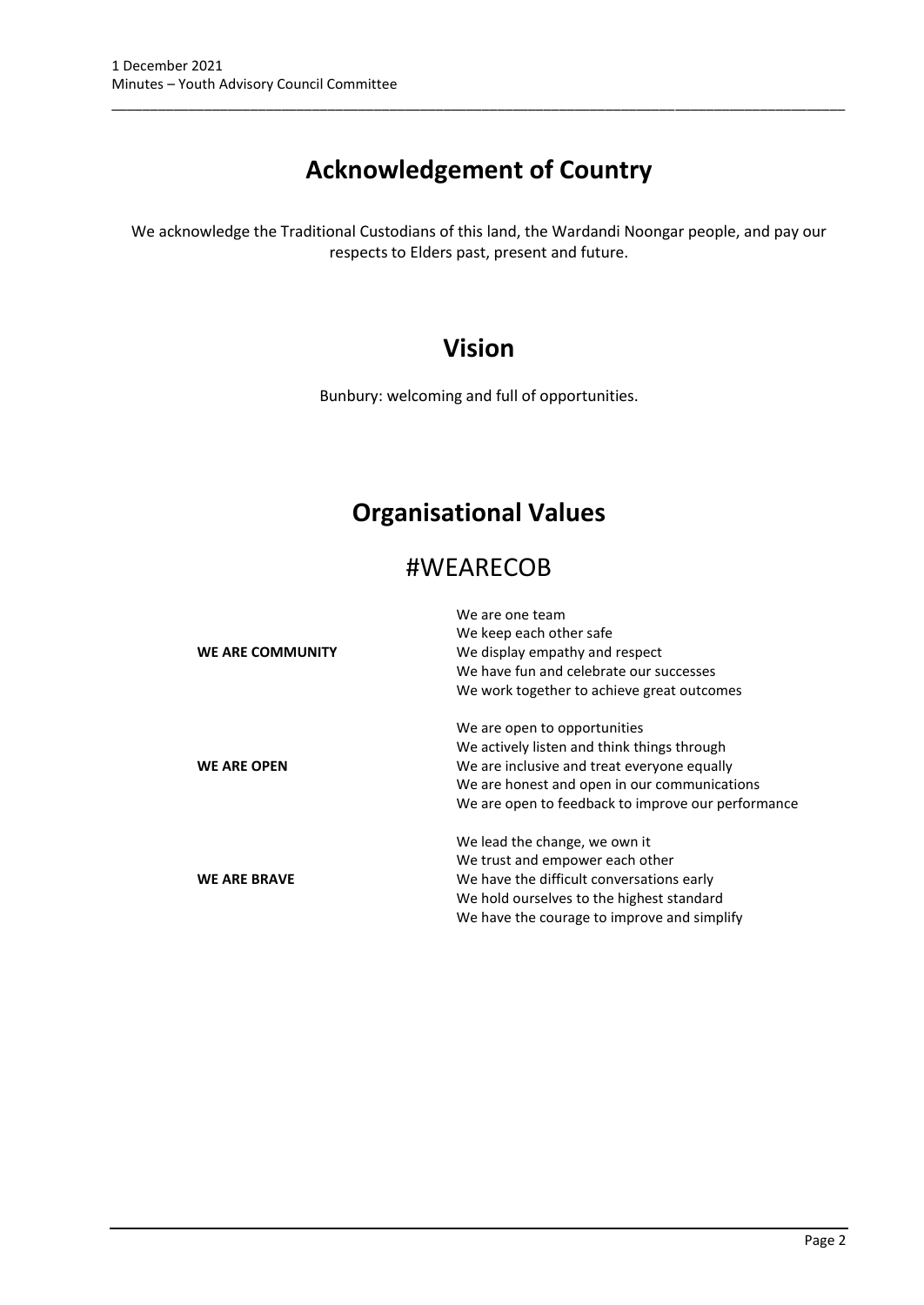# Acknowledgement of Country

We acknowledge the Traditional Custodians of this land, the Wardandi Noongar people, and pay our respects to Elders past, present and future.

# Vision

Bunbury: welcoming and full of opportunities.

# Organisational Values

## #WEARECOB

| | |
|---|---|
| **WE ARE COMMUNITY** | We are one team<br>We keep each other safe<br>We display empathy and respect<br>We have fun and celebrate our successes<br>We work together to achieve great outcomes |
| **WE ARE OPEN** | We are open to opportunities<br>We actively listen and think things through<br>We are inclusive and treat everyone equally<br>We are honest and open in our communications<br>We are open to feedback to improve our performance |
| **WE ARE BRAVE** | We lead the change, we own it<br>We trust and empower each other<br>We have the difficult conversations early<br>We hold ourselves to the highest standard<br>We have the courage to improve and simplify |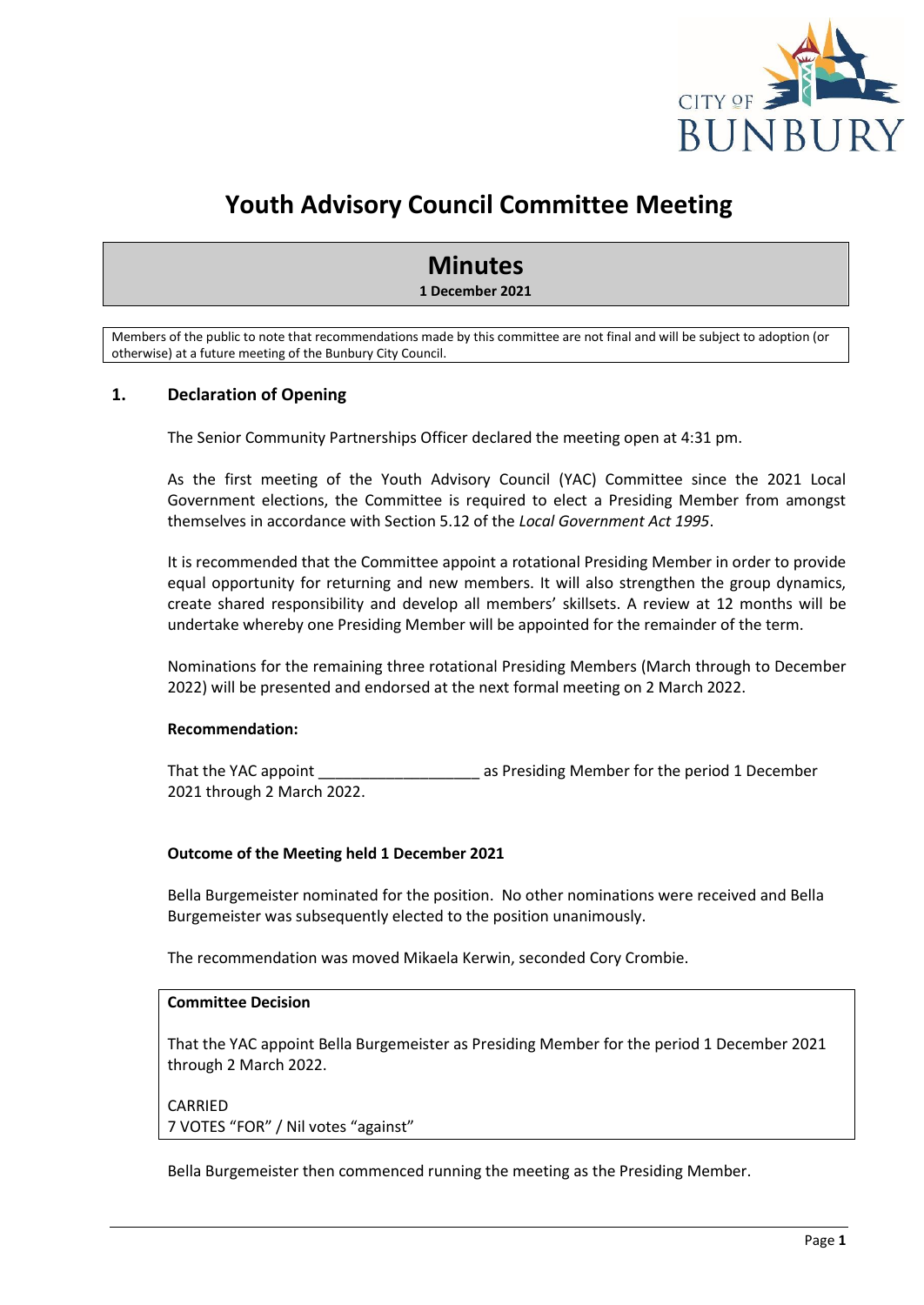# Youth Advisory Council Committee Meeting

## Minutes

**1 December 2021**

Members of the public to note that recommendations made by this committee are not final and will be subject to adoption (or otherwise) at a future meeting of the Bunbury City Council.

## 1. Declaration of Opening

The Senior Community Partnerships Officer declared the meeting open at 4:31 pm.

As the first meeting of the Youth Advisory Council (YAC) Committee since the 2021 Local Government elections, the Committee is required to elect a Presiding Member from amongst themselves in accordance with Section 5.12 of the *Local Government Act 1995*.

It is recommended that the Committee appoint a rotational Presiding Member in order to provide equal opportunity for returning and new members. It will also strengthen the group dynamics, create shared responsibility and develop all members' skillsets. A review at 12 months will be undertake whereby one Presiding Member will be appointed for the remainder of the term.

Nominations for the remaining three rotational Presiding Members (March through to December 2022) will be presented and endorsed at the next formal meeting on 2 March 2022.

**Recommendation:**

That the YAC appoint ___________________ as Presiding Member for the period 1 December 2021 through 2 March 2022.

**Outcome of the Meeting held 1 December 2021**

Bella Burgemeister nominated for the position. No other nominations were received and Bella Burgemeister was subsequently elected to the position unanimously.

The recommendation was moved Mikaela Kerwin, seconded Cory Crombie.

**Committee Decision**

That the YAC appoint Bella Burgemeister as Presiding Member for the period 1 December 2021 through 2 March 2022.

CARRIED
7 VOTES "FOR" / Nil votes "against"

Bella Burgemeister then commenced running the meeting as the Presiding Member.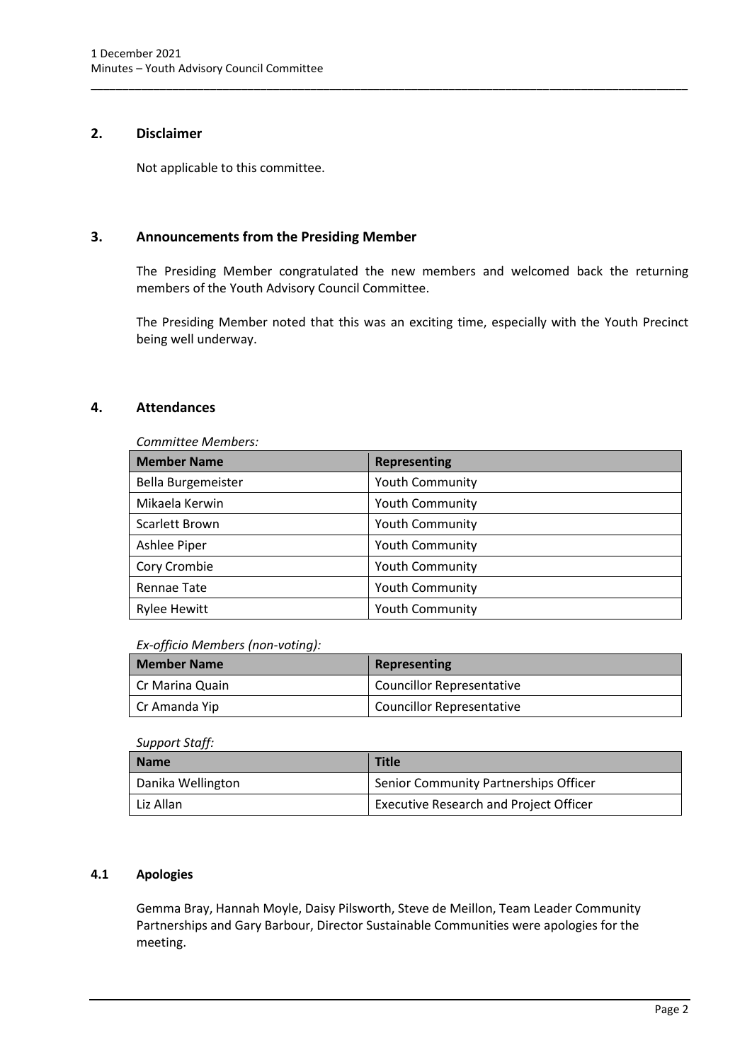## 2. Disclaimer

Not applicable to this committee.

## 3. Announcements from the Presiding Member

The Presiding Member congratulated the new members and welcomed back the returning members of the Youth Advisory Council Committee.

The Presiding Member noted that this was an exciting time, especially with the Youth Precinct being well underway.

## 4. Attendances

*Committee Members:*

| Member Name | Representing |
|---|---|
| Bella Burgemeister | Youth Community |
| Mikaela Kerwin | Youth Community |
| Scarlett Brown | Youth Community |
| Ashlee Piper | Youth Community |
| Cory Crombie | Youth Community |
| Rennae Tate | Youth Community |
| Rylee Hewitt | Youth Community |

*Ex-officio Members (non-voting):*

| Member Name | Representing |
|---|---|
| Cr Marina Quain | Councillor Representative |
| Cr Amanda Yip | Councillor Representative |

*Support Staff:*

| Name | Title |
|---|---|
| Danika Wellington | Senior Community Partnerships Officer |
| Liz Allan | Executive Research and Project Officer |

### 4.1 Apologies

Gemma Bray, Hannah Moyle, Daisy Pilsworth, Steve de Meillon, Team Leader Community Partnerships and Gary Barbour, Director Sustainable Communities were apologies for the meeting.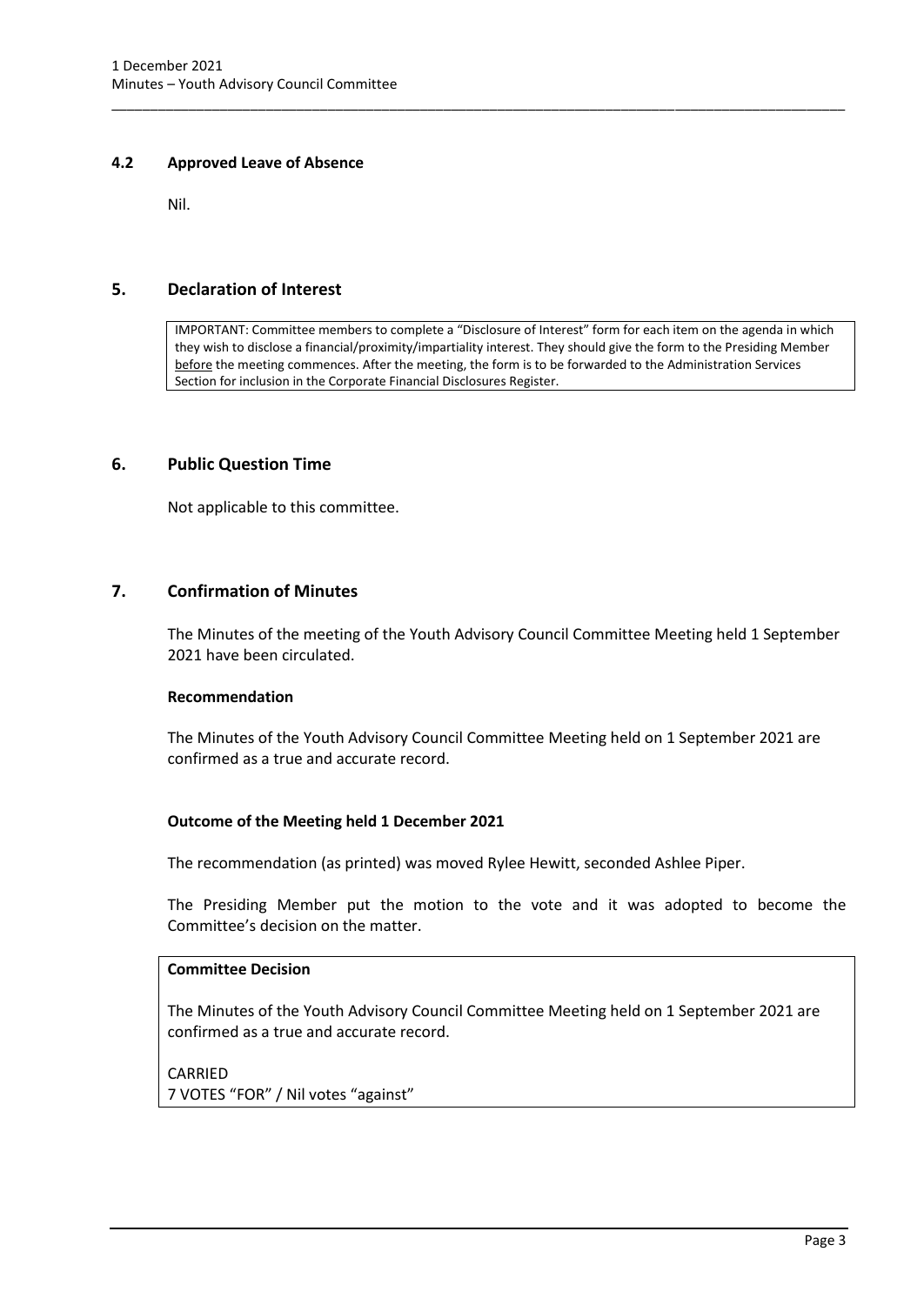### 4.2 Approved Leave of Absence

Nil.

## 5. Declaration of Interest

> IMPORTANT: Committee members to complete a "Disclosure of Interest" form for each item on the agenda in which they wish to disclose a financial/proximity/impartiality interest. They should give the form to the Presiding Member before the meeting commences. After the meeting, the form is to be forwarded to the Administration Services Section for inclusion in the Corporate Financial Disclosures Register.

## 6. Public Question Time

Not applicable to this committee.

## 7. Confirmation of Minutes

The Minutes of the meeting of the Youth Advisory Council Committee Meeting held 1 September 2021 have been circulated.

**Recommendation**

The Minutes of the Youth Advisory Council Committee Meeting held on 1 September 2021 are confirmed as a true and accurate record.

**Outcome of the Meeting held 1 December 2021**

The recommendation (as printed) was moved Rylee Hewitt, seconded Ashlee Piper.

The Presiding Member put the motion to the vote and it was adopted to become the Committee's decision on the matter.

> **Committee Decision**
>
> The Minutes of the Youth Advisory Council Committee Meeting held on 1 September 2021 are confirmed as a true and accurate record.
>
> CARRIED
> 7 VOTES "FOR" / Nil votes "against"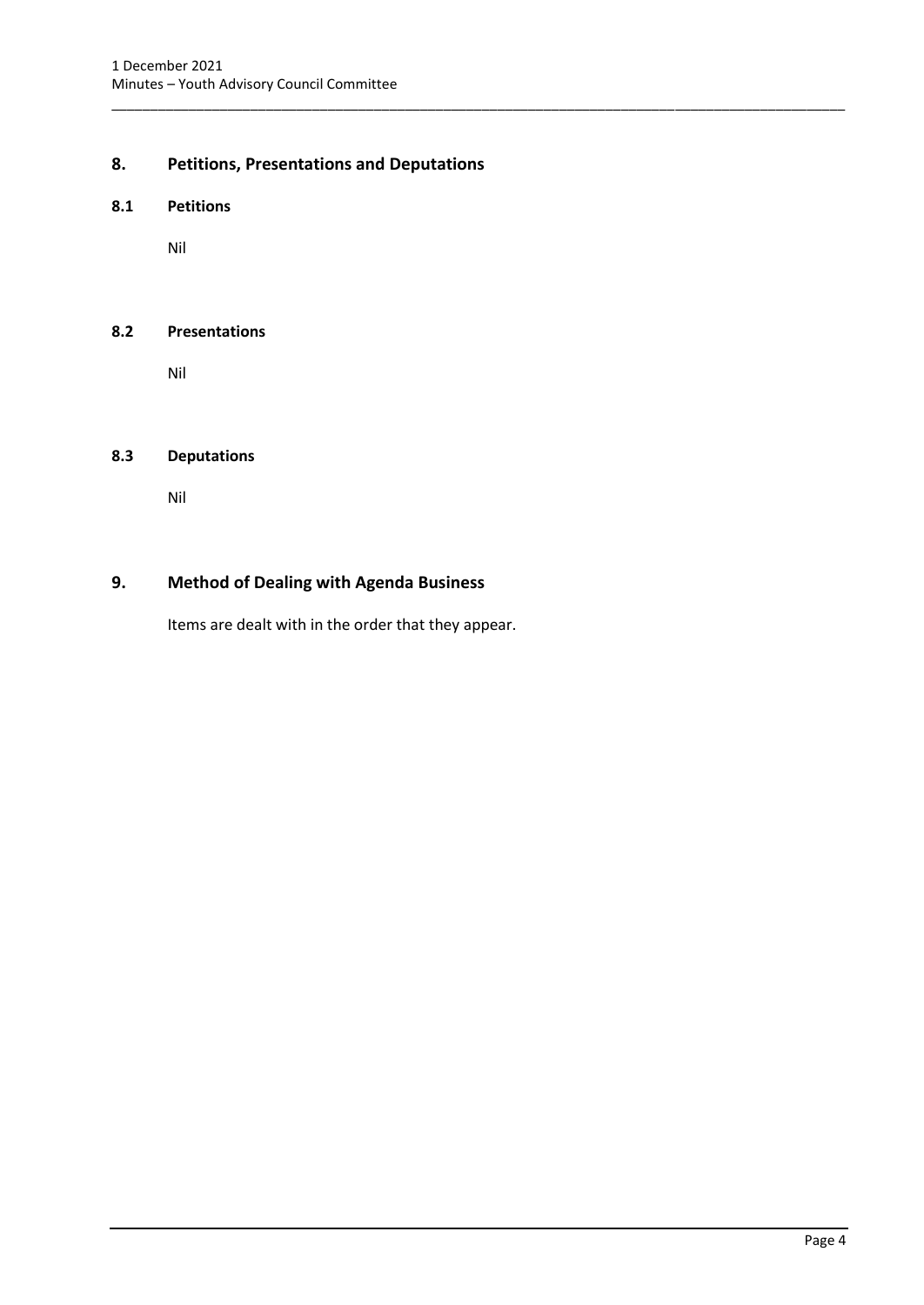## 8. Petitions, Presentations and Deputations

### 8.1 Petitions

Nil

### 8.2 Presentations

Nil

### 8.3 Deputations

Nil

## 9. Method of Dealing with Agenda Business

Items are dealt with in the order that they appear.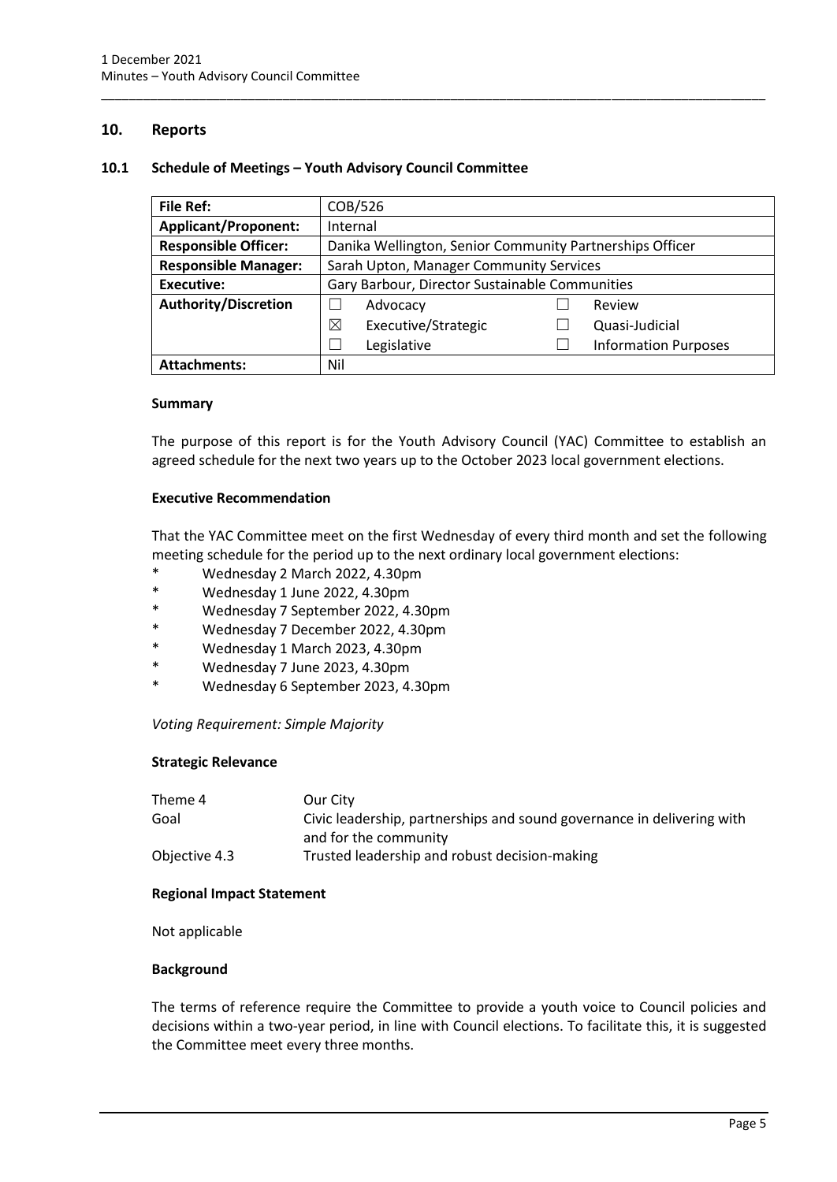## 10. Reports

### 10.1 Schedule of Meetings – Youth Advisory Council Committee

| **File Ref:** | COB/526 | | | |
|---|---|---|---|---|
| **Applicant/Proponent:** | Internal | | | |
| **Responsible Officer:** | Danika Wellington, Senior Community Partnerships Officer | | | |
| **Responsible Manager:** | Sarah Upton, Manager Community Services | | | |
| **Executive:** | Gary Barbour, Director Sustainable Communities | | | |
| **Authority/Discretion** | ☐ | Advocacy | ☐ | Review |
| | ☒ | Executive/Strategic | ☐ | Quasi-Judicial |
| | ☐ | Legislative | ☐ | Information Purposes |
| **Attachments:** | Nil | | | |

**Summary**

The purpose of this report is for the Youth Advisory Council (YAC) Committee to establish an agreed schedule for the next two years up to the October 2023 local government elections.

**Executive Recommendation**

That the YAC Committee meet on the first Wednesday of every third month and set the following meeting schedule for the period up to the next ordinary local government elections:

- Wednesday 2 March 2022, 4.30pm
- Wednesday 1 June 2022, 4.30pm
- Wednesday 7 September 2022, 4.30pm
- Wednesday 7 December 2022, 4.30pm
- Wednesday 1 March 2023, 4.30pm
- Wednesday 7 June 2023, 4.30pm
- Wednesday 6 September 2023, 4.30pm

*Voting Requirement: Simple Majority*

**Strategic Relevance**

| | |
|---|---|
| Theme 4 | Our City |
| Goal | Civic leadership, partnerships and sound governance in delivering with and for the community |
| Objective 4.3 | Trusted leadership and robust decision-making |

**Regional Impact Statement**

Not applicable

**Background**

The terms of reference require the Committee to provide a youth voice to Council policies and decisions within a two-year period, in line with Council elections. To facilitate this, it is suggested the Committee meet every three months.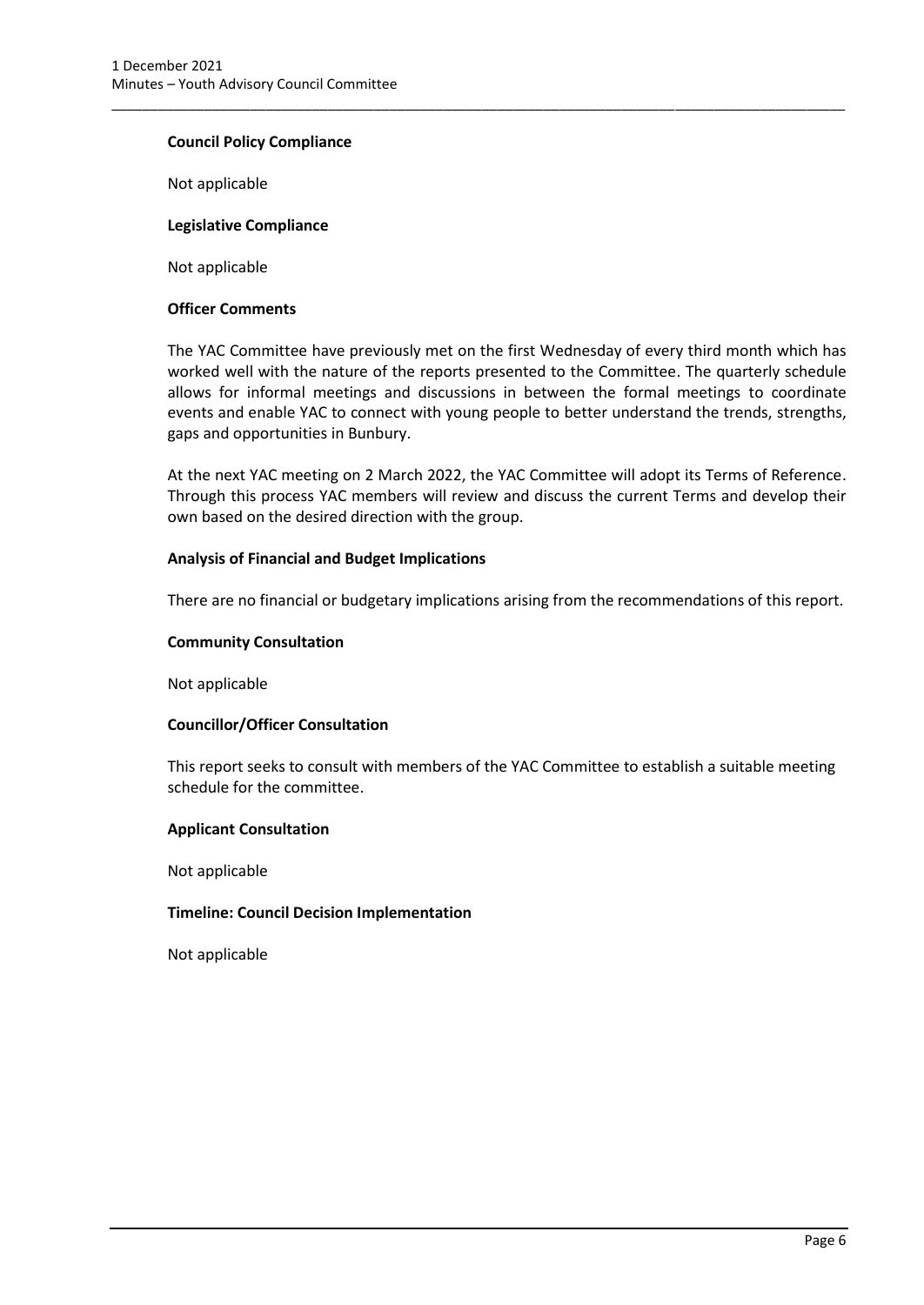### Council Policy Compliance

Not applicable

### Legislative Compliance

Not applicable

### Officer Comments

The YAC Committee have previously met on the first Wednesday of every third month which has worked well with the nature of the reports presented to the Committee. The quarterly schedule allows for informal meetings and discussions in between the formal meetings to coordinate events and enable YAC to connect with young people to better understand the trends, strengths, gaps and opportunities in Bunbury.

At the next YAC meeting on 2 March 2022, the YAC Committee will adopt its Terms of Reference. Through this process YAC members will review and discuss the current Terms and develop their own based on the desired direction with the group.

### Analysis of Financial and Budget Implications

There are no financial or budgetary implications arising from the recommendations of this report.

### Community Consultation

Not applicable

### Councillor/Officer Consultation

This report seeks to consult with members of the YAC Committee to establish a suitable meeting schedule for the committee.

### Applicant Consultation

Not applicable

### Timeline: Council Decision Implementation

Not applicable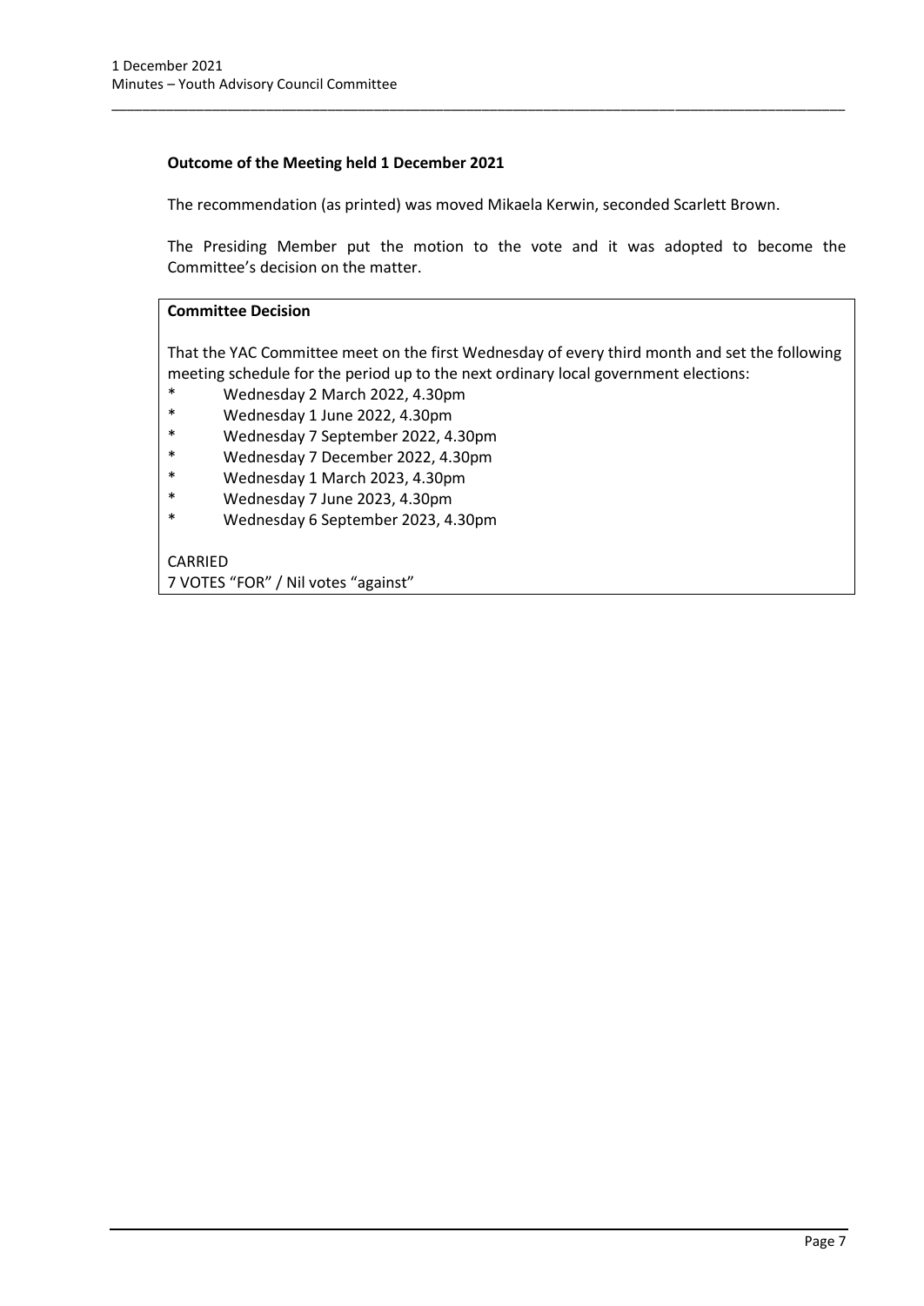**Outcome of the Meeting held 1 December 2021**

The recommendation (as printed) was moved Mikaela Kerwin, seconded Scarlett Brown.

The Presiding Member put the motion to the vote and it was adopted to become the Committee's decision on the matter.

**Committee Decision**

That the YAC Committee meet on the first Wednesday of every third month and set the following meeting schedule for the period up to the next ordinary local government elections:

- Wednesday 2 March 2022, 4.30pm
- Wednesday 1 June 2022, 4.30pm
- Wednesday 7 September 2022, 4.30pm
- Wednesday 7 December 2022, 4.30pm
- Wednesday 1 March 2023, 4.30pm
- Wednesday 7 June 2023, 4.30pm
- Wednesday 6 September 2023, 4.30pm

CARRIED
7 VOTES "FOR" / Nil votes "against"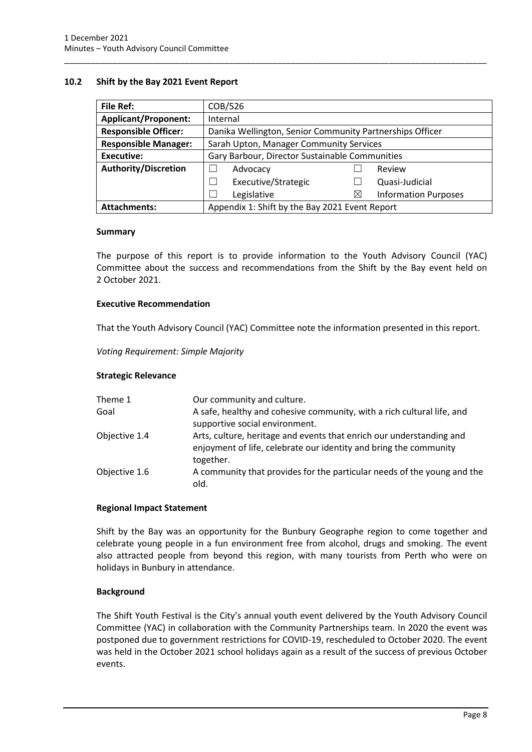## 10.2 Shift by the Bay 2021 Event Report

| **File Ref:** | COB/526 | | |
|---|---|---|---|
| **Applicant/Proponent:** | Internal | | |
| **Responsible Officer:** | Danika Wellington, Senior Community Partnerships Officer | | |
| **Responsible Manager:** | Sarah Upton, Manager Community Services | | |
| **Executive:** | Gary Barbour, Director Sustainable Communities | | |
| **Authority/Discretion** | ☐ Advocacy | ☐ Review | |
| | ☐ Executive/Strategic | ☐ Quasi-Judicial | |
| | ☐ Legislative | ☒ Information Purposes | |
| **Attachments:** | Appendix 1: Shift by the Bay 2021 Event Report | | |

### Summary

The purpose of this report is to provide information to the Youth Advisory Council (YAC) Committee about the success and recommendations from the Shift by the Bay event held on 2 October 2021.

### Executive Recommendation

That the Youth Advisory Council (YAC) Committee note the information presented in this report.

*Voting Requirement: Simple Majority*

### Strategic Relevance

| | |
|---|---|
| Theme 1 | Our community and culture. |
| Goal | A safe, healthy and cohesive community, with a rich cultural life, and supportive social environment. |
| Objective 1.4 | Arts, culture, heritage and events that enrich our understanding and enjoyment of life, celebrate our identity and bring the community together. |
| Objective 1.6 | A community that provides for the particular needs of the young and the old. |

### Regional Impact Statement

Shift by the Bay was an opportunity for the Bunbury Geographe region to come together and celebrate young people in a fun environment free from alcohol, drugs and smoking. The event also attracted people from beyond this region, with many tourists from Perth who were on holidays in Bunbury in attendance.

### Background

The Shift Youth Festival is the City's annual youth event delivered by the Youth Advisory Council Committee (YAC) in collaboration with the Community Partnerships team. In 2020 the event was postponed due to government restrictions for COVID-19, rescheduled to October 2020. The event was held in the October 2021 school holidays again as a result of the success of previous October events.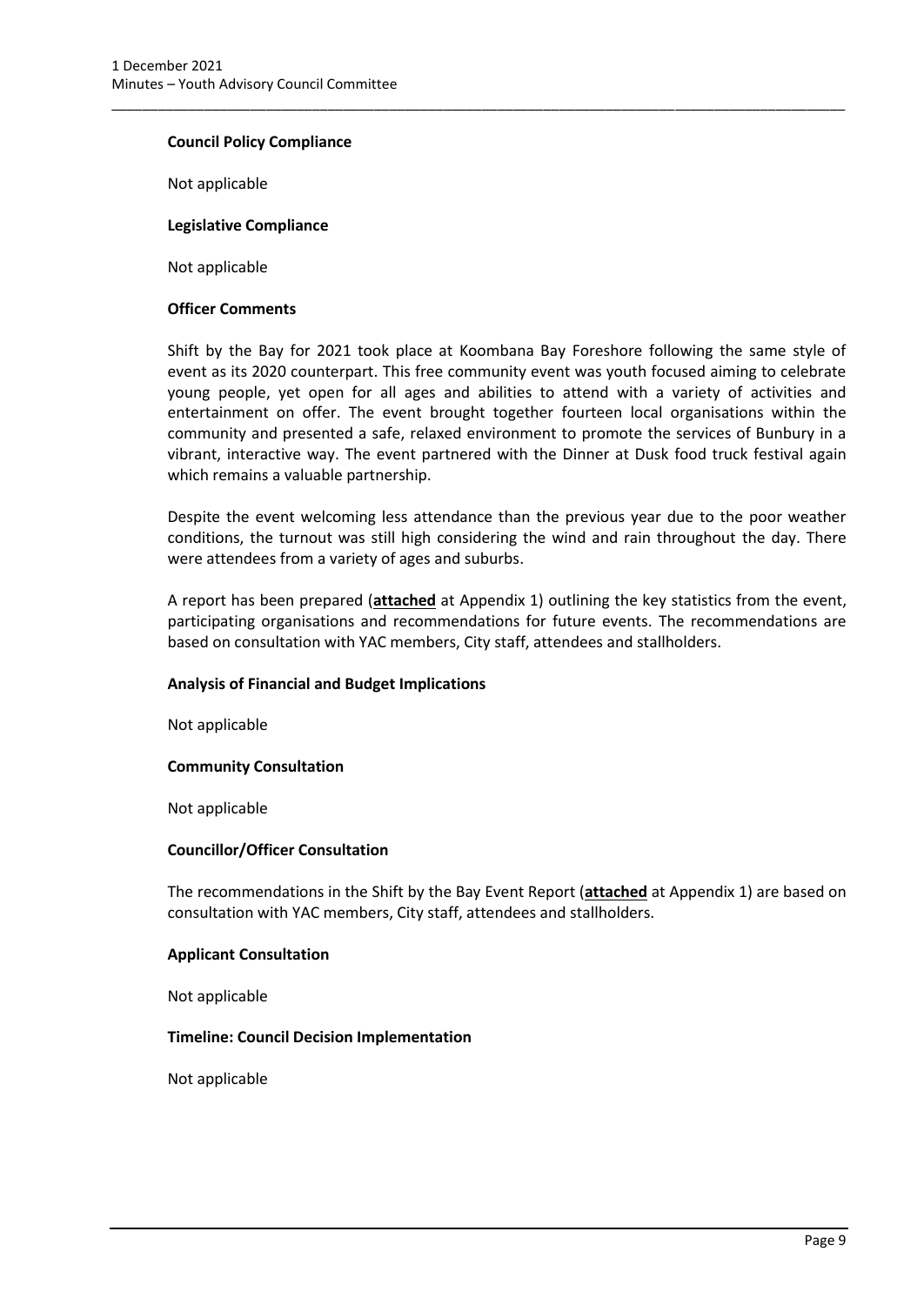**Council Policy Compliance**

Not applicable

**Legislative Compliance**

Not applicable

**Officer Comments**

Shift by the Bay for 2021 took place at Koombana Bay Foreshore following the same style of event as its 2020 counterpart. This free community event was youth focused aiming to celebrate young people, yet open for all ages and abilities to attend with a variety of activities and entertainment on offer. The event brought together fourteen local organisations within the community and presented a safe, relaxed environment to promote the services of Bunbury in a vibrant, interactive way. The event partnered with the Dinner at Dusk food truck festival again which remains a valuable partnership.

Despite the event welcoming less attendance than the previous year due to the poor weather conditions, the turnout was still high considering the wind and rain throughout the day. There were attendees from a variety of ages and suburbs.

A report has been prepared (**attached** at Appendix 1) outlining the key statistics from the event, participating organisations and recommendations for future events. The recommendations are based on consultation with YAC members, City staff, attendees and stallholders.

**Analysis of Financial and Budget Implications**

Not applicable

**Community Consultation**

Not applicable

**Councillor/Officer Consultation**

The recommendations in the Shift by the Bay Event Report (**attached** at Appendix 1) are based on consultation with YAC members, City staff, attendees and stallholders.

**Applicant Consultation**

Not applicable

**Timeline: Council Decision Implementation**

Not applicable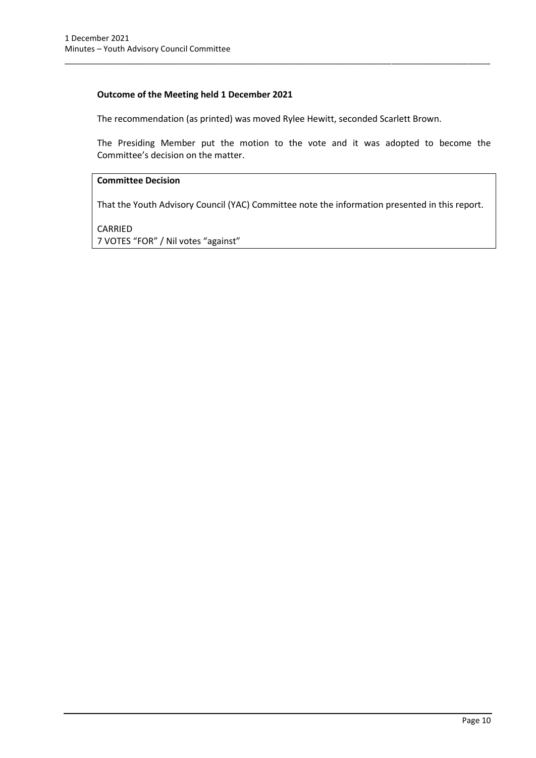**Outcome of the Meeting held 1 December 2021**

The recommendation (as printed) was moved Rylee Hewitt, seconded Scarlett Brown.

The Presiding Member put the motion to the vote and it was adopted to become the Committee's decision on the matter.

**Committee Decision**

That the Youth Advisory Council (YAC) Committee note the information presented in this report.

CARRIED
7 VOTES "FOR" / Nil votes "against"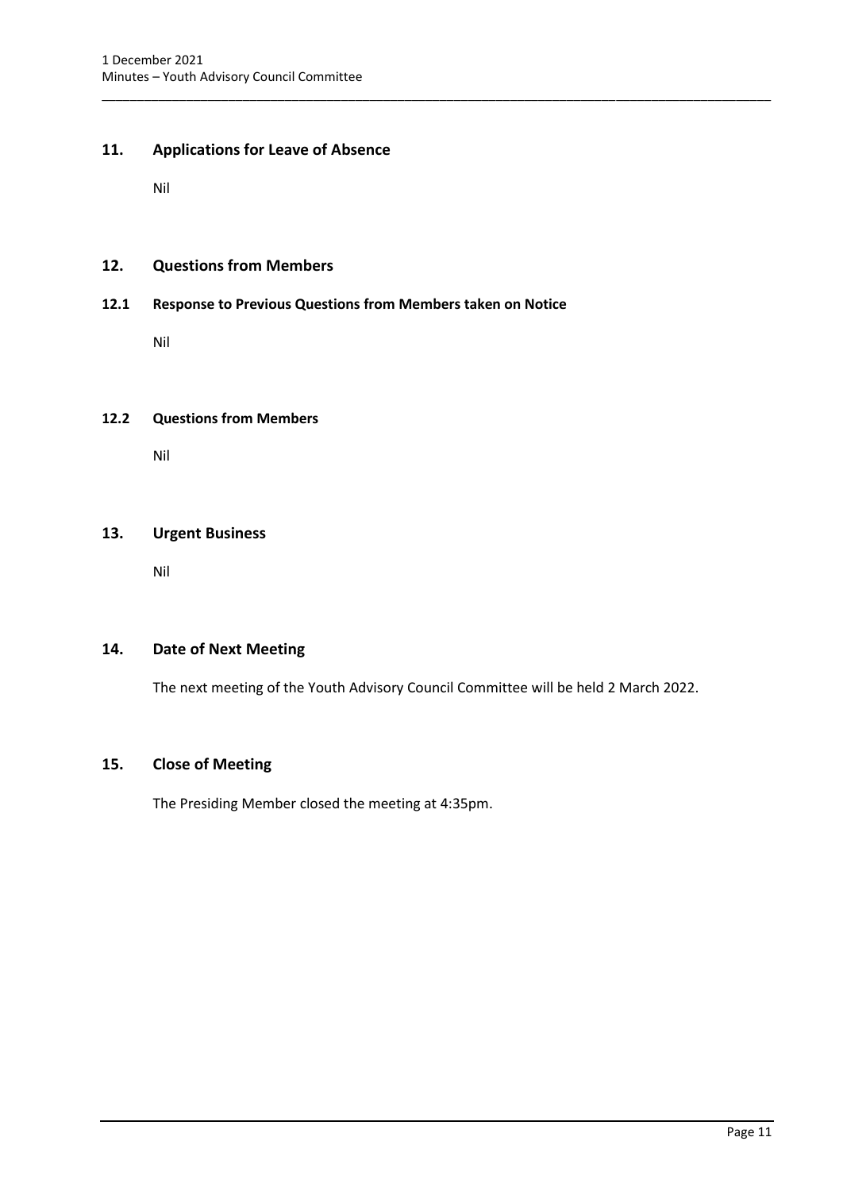## 11. Applications for Leave of Absence

Nil

## 12. Questions from Members

### 12.1 Response to Previous Questions from Members taken on Notice

Nil

### 12.2 Questions from Members

Nil

## 13. Urgent Business

Nil

## 14. Date of Next Meeting

The next meeting of the Youth Advisory Council Committee will be held 2 March 2022.

## 15. Close of Meeting

The Presiding Member closed the meeting at 4:35pm.